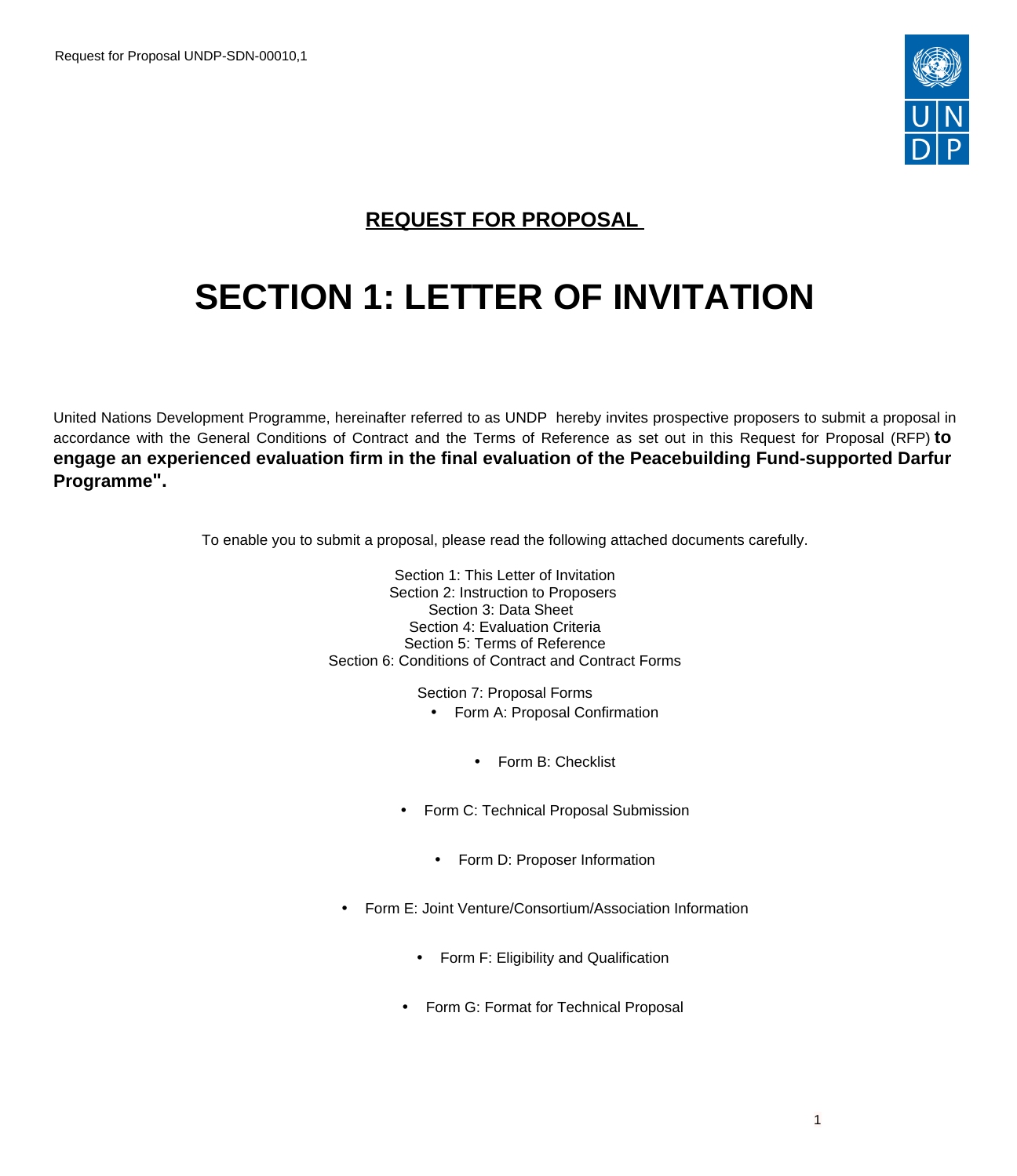## REQUEST FOR PROPOSAL

# SECTION 1: LETTER OF INVITATION

United Nations Development Programme, hereinafter referred to as UNDP hereby invites prospective proposers to submit a proposal in accordance with the General Conditions of Contract and the Terms of Reference as set out in this Request for Proposal (RFP) **to engage an experienced evaluation firm in the final evaluation of the Peacebuilding Fund-supported Darfur Programme".**

To enable you to submit a proposal, please read the following attached documents carefully.

Section 1: This Letter of Invitation
Section 2: Instruction to Proposers
Section 3: Data Sheet
Section 4: Evaluation Criteria
Section 5: Terms of Reference
Section 6: Conditions of Contract and Contract Forms

Section 7: Proposal Forms

- Form A: Proposal Confirmation
- Form B: Checklist
- Form C: Technical Proposal Submission
- Form D: Proposer Information
- Form E: Joint Venture/Consortium/Association Information
- Form F: Eligibility and Qualification
- Form G: Format for Technical Proposal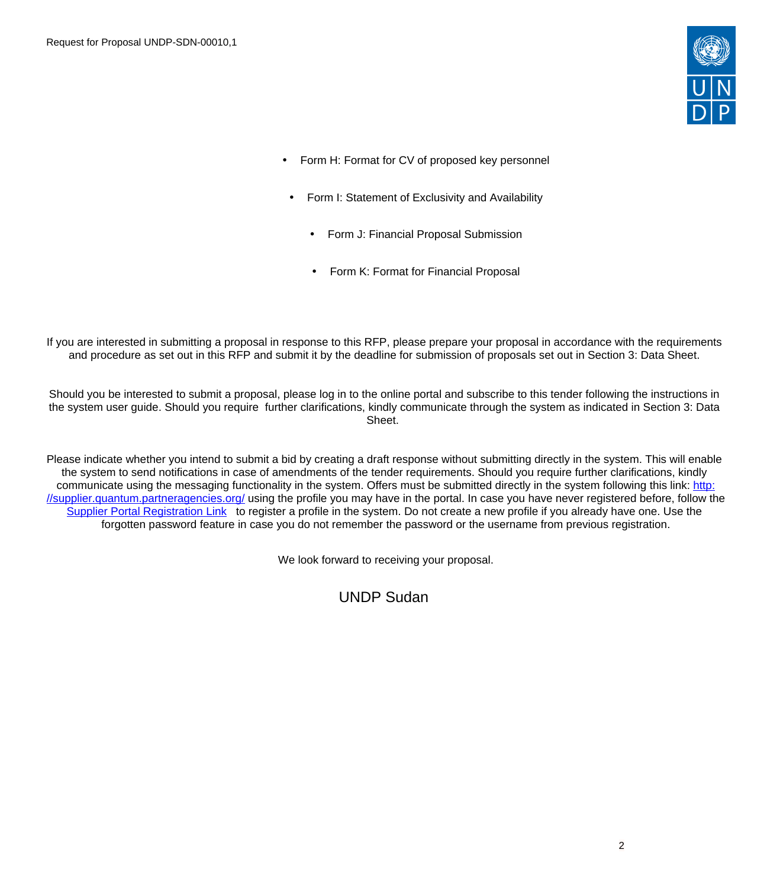- Form H: Format for CV of proposed key personnel
- Form I: Statement of Exclusivity and Availability
- Form J: Financial Proposal Submission
- Form K: Format for Financial Proposal

If you are interested in submitting a proposal in response to this RFP, please prepare your proposal in accordance with the requirements and procedure as set out in this RFP and submit it by the deadline for submission of proposals set out in Section 3: Data Sheet.

Should you be interested to submit a proposal, please log in to the online portal and subscribe to this tender following the instructions in the system user guide. Should you require further clarifications, kindly communicate through the system as indicated in Section 3: Data Sheet.

Please indicate whether you intend to submit a bid by creating a draft response without submitting directly in the system. This will enable the system to send notifications in case of amendments of the tender requirements. Should you require further clarifications, kindly communicate using the messaging functionality in the system. Offers must be submitted directly in the system following this link: [http://supplier.quantum.partneragencies.org/](http://supplier.quantum.partneragencies.org/) using the profile you may have in the portal. In case you have never registered before, follow the Supplier Portal Registration Link to register a profile in the system. Do not create a new profile if you already have one. Use the forgotten password feature in case you do not remember the password or the username from previous registration.

We look forward to receiving your proposal.

UNDP Sudan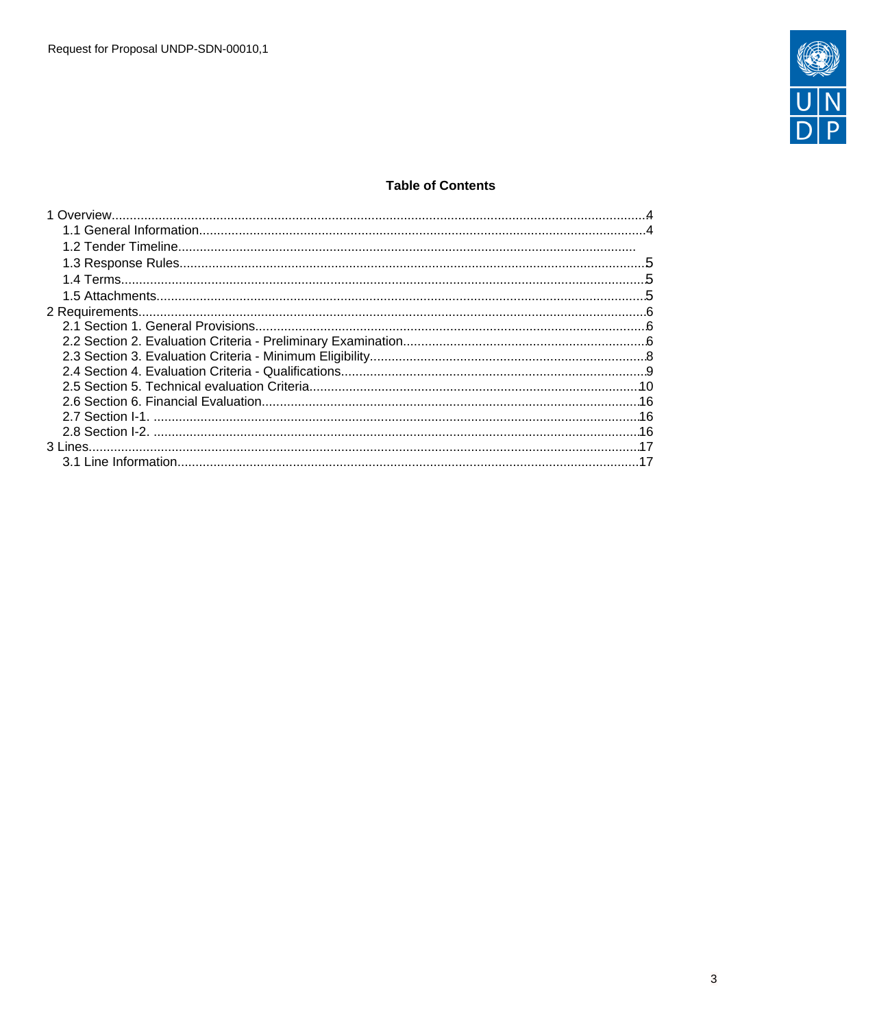**Table of Contents**

1 Overview....4
- 1.1 General Information....4
- 1.2 Tender Timeline....
- 1.3 Response Rules....5
- 1.4 Terms....5
- 1.5 Attachments....5

2 Requirements....6
- 2.1 Section 1. General Provisions....6
- 2.2 Section 2. Evaluation Criteria - Preliminary Examination....6
- 2.3 Section 3. Evaluation Criteria - Minimum Eligibility....8
- 2.4 Section 4. Evaluation Criteria - Qualifications....9
- 2.5 Section 5. Technical evaluation Criteria....10
- 2.6 Section 6. Financial Evaluation....16
- 2.7 Section I-1. ....16
- 2.8 Section I-2. ....16

3 Lines....17
- 3.1 Line Information....17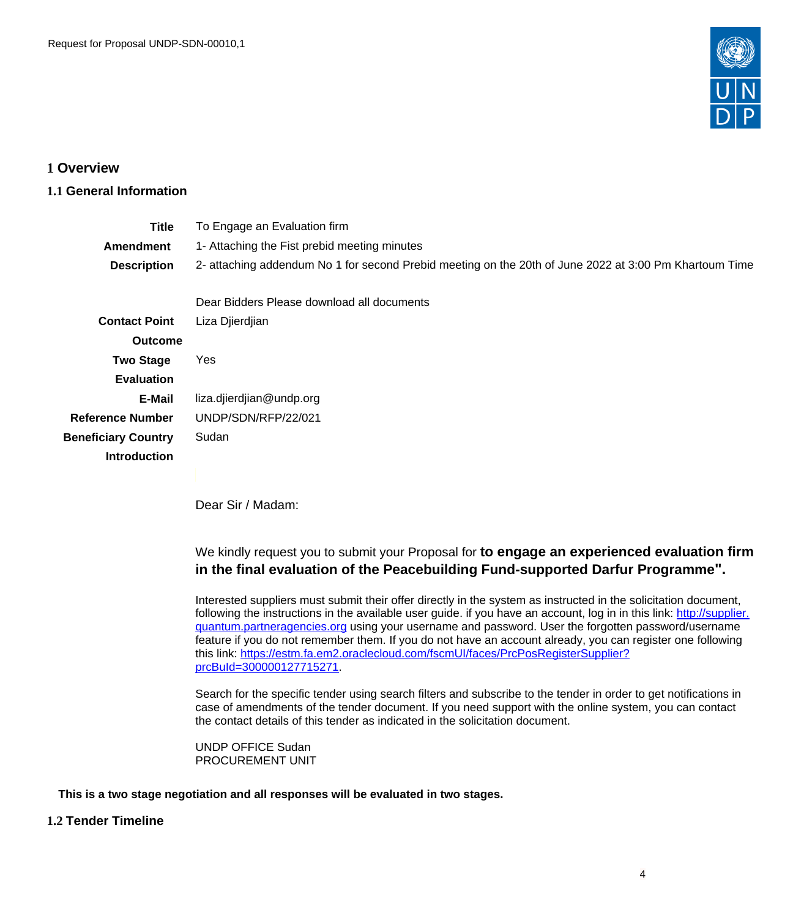# 1 Overview

## 1.1 General Information

| | |
|---|---|
| **Title** | To Engage an Evaluation firm |
| **Amendment Description** | 1- Attaching the Fist prebid meeting minutes<br>2- attaching addendum No 1 for second Prebid meeting on the 20th of June 2022 at 3:00 Pm Khartoum Time<br><br>Dear Bidders Please download all documents |
| **Contact Point** | Liza Djierdjian |
| **Outcome** | |
| **Two Stage Evaluation** | Yes |
| **E-Mail** | liza.djierdjian@undp.org |
| **Reference Number** | UNDP/SDN/RFP/22/021 |
| **Beneficiary Country** | Sudan |
| **Introduction** | |

Dear Sir / Madam:

We kindly request you to submit your Proposal for **to engage an experienced evaluation firm in the final evaluation of the Peacebuilding Fund-supported Darfur Programme".**

Interested suppliers must submit their offer directly in the system as instructed in the solicitation document, following the instructions in the available user guide. if you have an account, log in in this link: [http://supplier.quantum.partneragencies.org](http://supplier.quantum.partneragencies.org) using your username and password. User the forgotten password/username feature if you do not remember them. If you do not have an account already, you can register one following this link: [https://estm.fa.em2.oraclecloud.com/fscmUI/faces/PrcPosRegisterSupplier?prcBuId=300000127715271](https://estm.fa.em2.oraclecloud.com/fscmUI/faces/PrcPosRegisterSupplier?prcBuId=300000127715271).

Search for the specific tender using search filters and subscribe to the tender in order to get notifications in case of amendments of the tender document. If you need support with the online system, you can contact the contact details of this tender as indicated in the solicitation document.

UNDP OFFICE Sudan
PROCUREMENT UNIT

**This is a two stage negotiation and all responses will be evaluated in two stages.**

## 1.2 Tender Timeline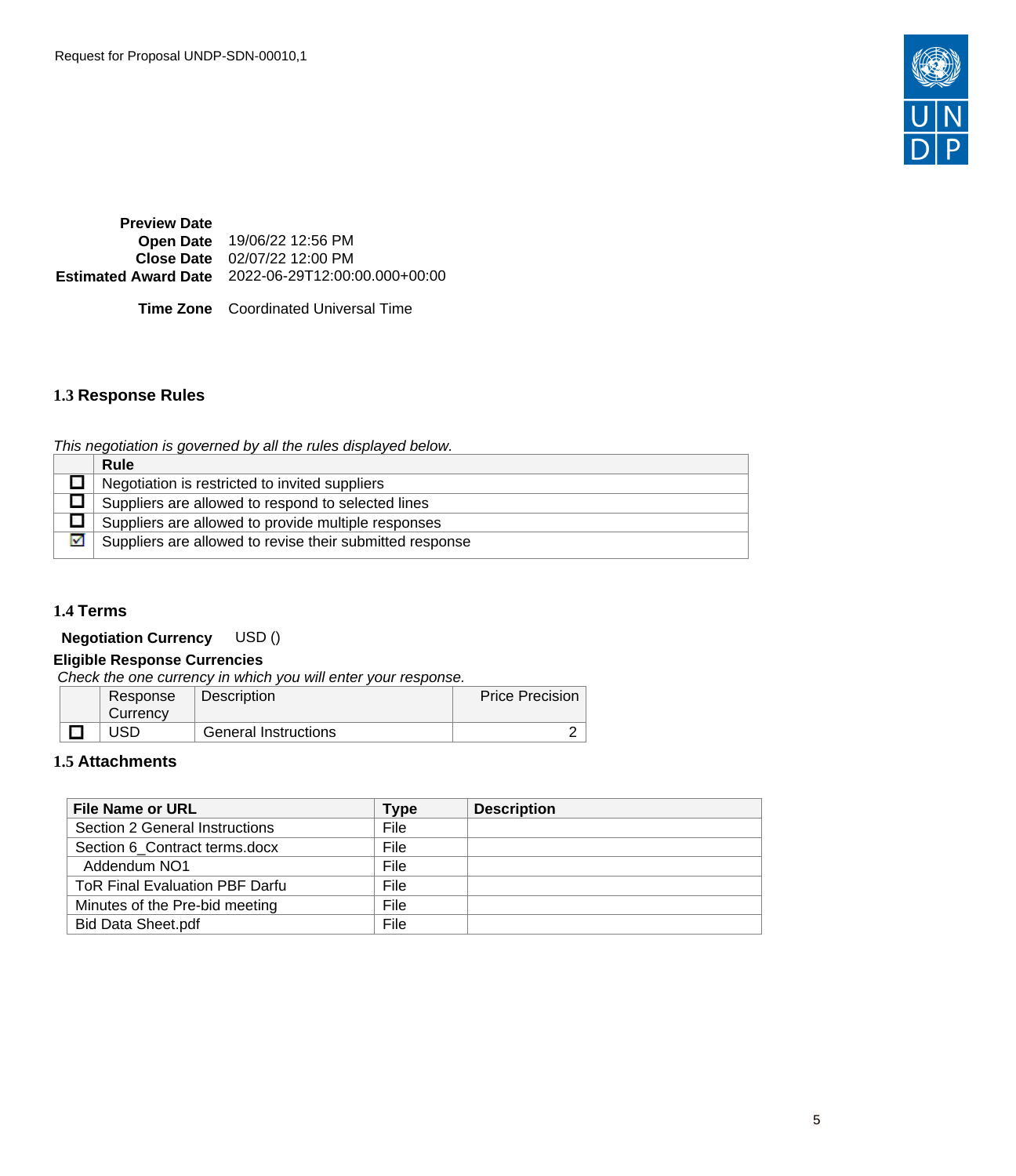| | |
|---|---|
| **Preview Date** | |
| **Open Date** | 19/06/22 12:56 PM |
| **Close Date** | 02/07/22 12:00 PM |
| **Estimated Award Date** | 2022-06-29T12:00:00.000+00:00 |
| **Time Zone** | Coordinated Universal Time |

## 1.3 Response Rules

*This negotiation is governed by all the rules displayed below.*

| | Rule |
|---|---|
| ☐ | Negotiation is restricted to invited suppliers |
| ☐ | Suppliers are allowed to respond to selected lines |
| ☐ | Suppliers are allowed to provide multiple responses |
| ☑ | Suppliers are allowed to revise their submitted response |

## 1.4 Terms

**Negotiation Currency** USD ()

**Eligible Response Currencies**

*Check the one currency in which you will enter your response.*

| | Response Currency | Description | Price Precision |
|---|---|---|---|
| ☐ | USD | General Instructions | 2 |

## 1.5 Attachments

| File Name or URL | Type | Description |
|---|---|---|
| Section 2 General Instructions | File | |
| Section 6_Contract terms.docx | File | |
| Addendum NO1 | File | |
| ToR Final Evaluation PBF Darfu | File | |
| Minutes of the Pre-bid meeting | File | |
| Bid Data Sheet.pdf | File | |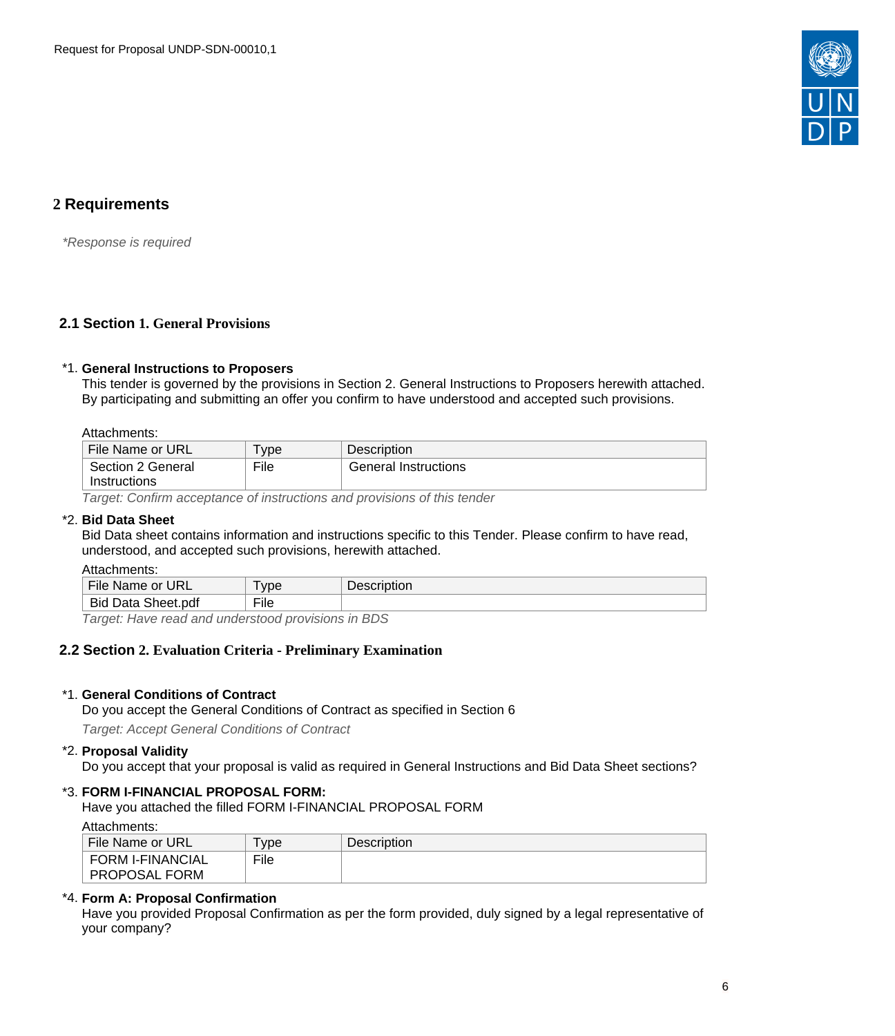# 2 Requirements

*\*Response is required*

## 2.1 Section 1. General Provisions

\*1. **General Instructions to Proposers**
This tender is governed by the provisions in Section 2. General Instructions to Proposers herewith attached. By participating and submitting an offer you confirm to have understood and accepted such provisions.

Attachments:

| File Name or URL | Type | Description |
| --- | --- | --- |
| Section 2 General Instructions | File | General Instructions |

*Target: Confirm acceptance of instructions and provisions of this tender*

\*2. **Bid Data Sheet**
Bid Data sheet contains information and instructions specific to this Tender. Please confirm to have read, understood, and accepted such provisions, herewith attached.

Attachments:

| File Name or URL | Type | Description |
| --- | --- | --- |
| Bid Data Sheet.pdf | File | |

*Target: Have read and understood provisions in BDS*

## 2.2 Section 2. Evaluation Criteria - Preliminary Examination

\*1. **General Conditions of Contract**
Do you accept the General Conditions of Contract as specified in Section 6

*Target: Accept General Conditions of Contract*

\*2. **Proposal Validity**
Do you accept that your proposal is valid as required in General Instructions and Bid Data Sheet sections?

\*3. **FORM I-FINANCIAL PROPOSAL FORM:**
Have you attached the filled FORM I-FINANCIAL PROPOSAL FORM

Attachments:

| File Name or URL | Type | Description |
| --- | --- | --- |
| FORM I-FINANCIAL PROPOSAL FORM | File | |

\*4. **Form A: Proposal Confirmation**
Have you provided Proposal Confirmation as per the form provided, duly signed by a legal representative of your company?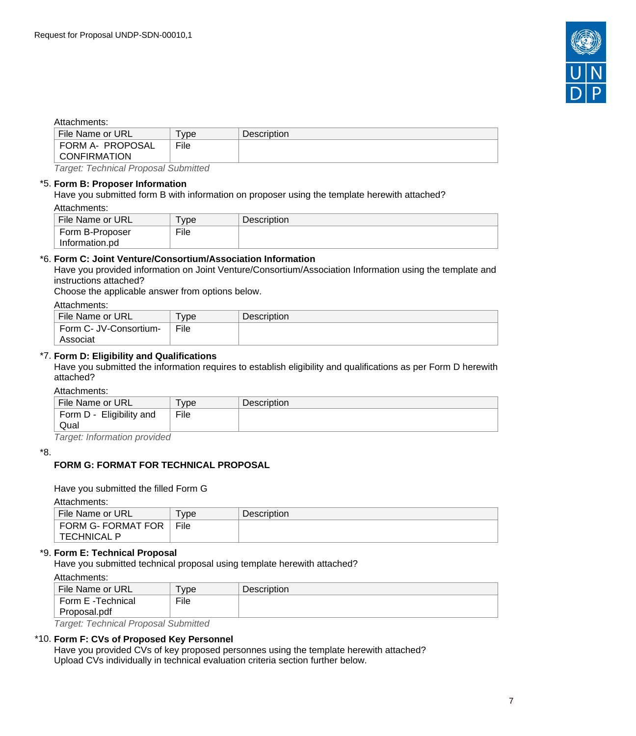Attachments:

| File Name or URL | Type | Description |
|---|---|---|
| FORM A- PROPOSAL CONFIRMATION | File | |

*Target: Technical Proposal Submitted*

*5. **Form B: Proposer Information**

Have you submitted form B with information on proposer using the template herewith attached?

Attachments:

| File Name or URL | Type | Description |
|---|---|---|
| Form B-Proposer Information.pd | File | |

*6. **Form C: Joint Venture/Consortium/Association Information**

Have you provided information on Joint Venture/Consortium/Association Information using the template and instructions attached?

Choose the applicable answer from options below.

Attachments:

| File Name or URL | Type | Description |
|---|---|---|
| Form C- JV-Consortium-Associat | File | |

*7. **Form D: Eligibility and Qualifications**

Have you submitted the information requires to establish eligibility and qualifications as per Form D herewith attached?

Attachments:

| File Name or URL | Type | Description |
|---|---|---|
| Form D - Eligibility and Qual | File | |

*Target: Information provided*

*8.

**FORM G: FORMAT FOR TECHNICAL PROPOSAL**

Have you submitted the filled Form G

Attachments:

| File Name or URL | Type | Description |
|---|---|---|
| FORM G- FORMAT FOR TECHNICAL P | File | |

*9. **Form E: Technical Proposal**

Have you submitted technical proposal using template herewith attached?

Attachments:

| File Name or URL | Type | Description |
|---|---|---|
| Form E -Technical Proposal.pdf | File | |

*Target: Technical Proposal Submitted*

*10. **Form F: CVs of Proposed Key Personnel**

Have you provided CVs of key proposed personnes using the template herewith attached?
Upload CVs individually in technical evaluation criteria section further below.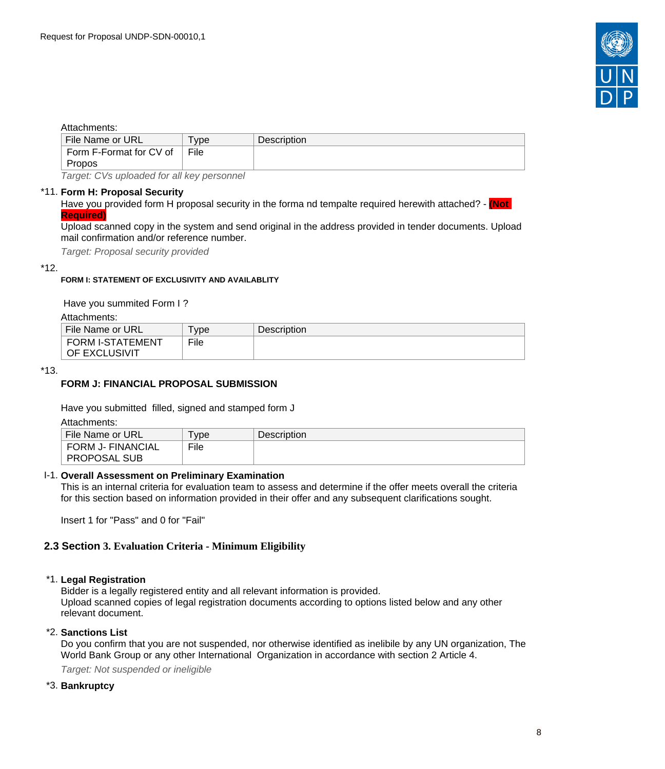Attachments:

| File Name or URL | Type | Description |
| --- | --- | --- |
| Form F-Format for CV of Propos | File | |

*Target: CVs uploaded for all key personnel*

*11. **Form H: Proposal Security**

Have you provided form H proposal security in the forma nd tempalte required herewith attached? - **(Not Required)**

Upload scanned copy in the system and send original in the address provided in tender documents. Upload mail confirmation and/or reference number.

*Target: Proposal security provided*

*12.

**FORM I: STATEMENT OF EXCLUSIVITY AND AVAILABLITY**

Have you summited Form I ?

Attachments:

| File Name or URL | Type | Description |
| --- | --- | --- |
| FORM I-STATEMENT OF EXCLUSIVIT | File | |

*13.

**FORM J: FINANCIAL PROPOSAL SUBMISSION**

Have you submitted filled, signed and stamped form J

Attachments:

| File Name or URL | Type | Description |
| --- | --- | --- |
| FORM J- FINANCIAL PROPOSAL SUB | File | |

I-1. **Overall Assessment on Preliminary Examination**

This is an internal criteria for evaluation team to assess and determine if the offer meets overall the criteria for this section based on information provided in their offer and any subsequent clarifications sought.

Insert 1 for "Pass" and 0 for "Fail"

## 2.3 Section 3. Evaluation Criteria - Minimum Eligibility

*1. **Legal Registration**

Bidder is a legally registered entity and all relevant information is provided.
Upload scanned copies of legal registration documents according to options listed below and any other relevant document.

*2. **Sanctions List**

Do you confirm that you are not suspended, nor otherwise identified as inelibile by any UN organization, The World Bank Group or any other International Organization in accordance with section 2 Article 4.

*Target: Not suspended or ineligible*

*3. **Bankruptcy**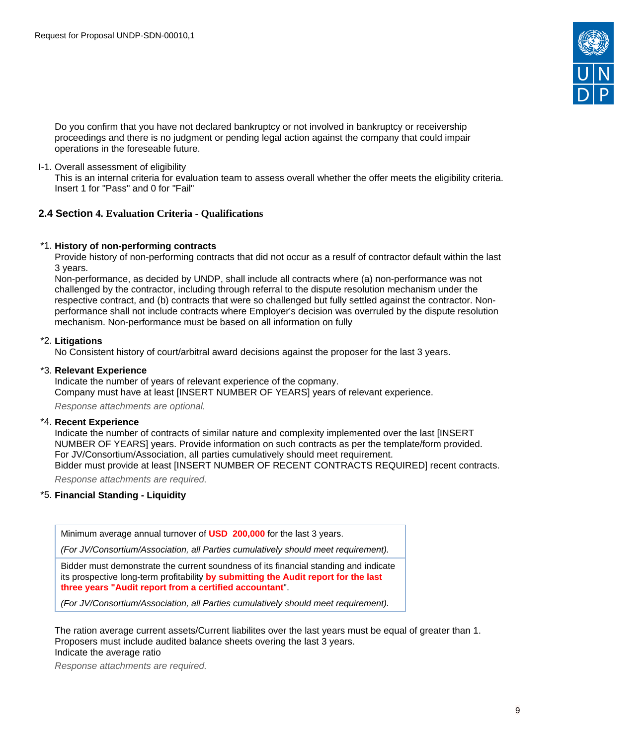Do you confirm that you have not declared bankruptcy or not involved in bankruptcy or receivership proceedings and there is no judgment or pending legal action against the company that could impair operations in the foreseeable future.

I-1. Overall assessment of eligibility
This is an internal criteria for evaluation team to assess overall whether the offer meets the eligibility criteria. Insert 1 for "Pass" and 0 for "Fail"

## 2.4 Section 4. Evaluation Criteria - Qualifications

*1. **History of non-performing contracts**
Provide history of non-performing contracts that did not occur as a result of contractor default within the last 3 years.
Non-performance, as decided by UNDP, shall include all contracts where (a) non-performance was not challenged by the contractor, including through referral to the dispute resolution mechanism under the respective contract, and (b) contracts that were so challenged but fully settled against the contractor. Non-performance shall not include contracts where Employer's decision was overruled by the dispute resolution mechanism. Non-performance must be based on all information on fully

*2. **Litigations**
No Consistent history of court/arbitral award decisions against the proposer for the last 3 years.

*3. **Relevant Experience**
Indicate the number of years of relevant experience of the copmany.
Company must have at least [INSERT NUMBER OF YEARS] years of relevant experience.
*Response attachments are optional.*

*4. **Recent Experience**
Indicate the number of contracts of similar nature and complexity implemented over the last [INSERT NUMBER OF YEARS] years. Provide information on such contracts as per the template/form provided.
For JV/Consortium/Association, all parties cumulatively should meet requirement.
Bidder must provide at least [INSERT NUMBER OF RECENT CONTRACTS REQUIRED] recent contracts.
*Response attachments are required.*

*5. **Financial Standing - Liquidity**

| Minimum average annual turnover of **USD 200,000** for the last 3 years.<br>*(For JV/Consortium/Association, all Parties cumulatively should meet requirement).* |
|---|
| Bidder must demonstrate the current soundness of its financial standing and indicate its prospective long-term profitability **by submitting the Audit report for the last three years "Audit report from a certified accountant**".<br>*(For JV/Consortium/Association, all Parties cumulatively should meet requirement).* |

The ration average current assets/Current liabilites over the last years must be equal of greater than 1.
Proposers must include audited balance sheets overing the last 3 years.
Indicate the average ratio
*Response attachments are required.*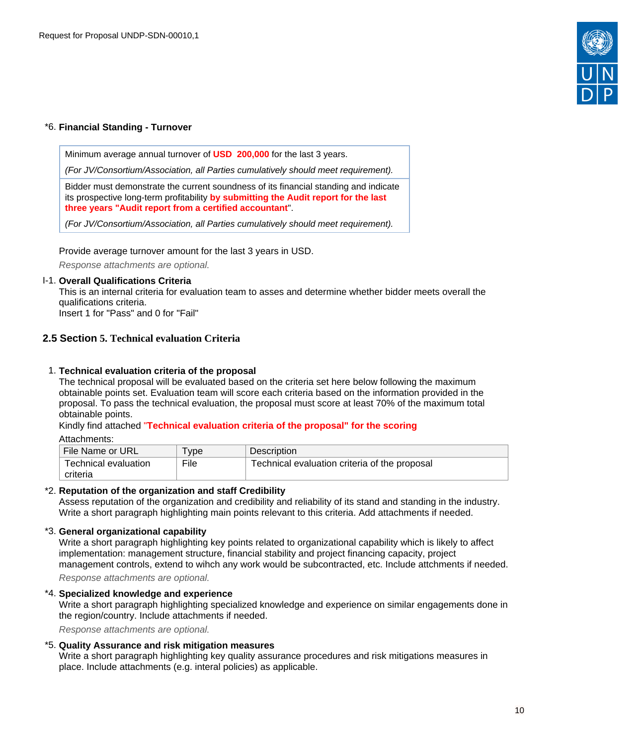*6. **Financial Standing - Turnover**

| Minimum average annual turnover of **USD 200,000** for the last 3 years. *(For JV/Consortium/Association, all Parties cumulatively should meet requirement).* |
|---|
| Bidder must demonstrate the current soundness of its financial standing and indicate its prospective long-term profitability **by submitting the Audit report for the last three years "Audit report from a certified accountant"**. *(For JV/Consortium/Association, all Parties cumulatively should meet requirement).* |

Provide average turnover amount for the last 3 years in USD.

*Response attachments are optional.*

I-1. **Overall Qualifications Criteria**
This is an internal criteria for evaluation team to asses and determine whether bidder meets overall the qualifications criteria.
Insert 1 for "Pass" and 0 for "Fail"

## 2.5 Section 5. Technical evaluation Criteria

1. **Technical evaluation criteria of the proposal**
The technical proposal will be evaluated based on the criteria set here below following the maximum obtainable points set. Evaluation team will score each criteria based on the information provided in the proposal. To pass the technical evaluation, the proposal must score at least 70% of the maximum total obtainable points.
Kindly find attached **"Technical evaluation criteria of the proposal" for the scoring**

Attachments:

| File Name or URL | Type | Description |
|---|---|---|
| Technical evaluation criteria | File | Technical evaluation criteria of the proposal |

*2. **Reputation of the organization and staff Credibility**
Assess reputation of the organization and credibility and reliability of its stand and standing in the industry. Write a short paragraph highlighting main points relevant to this criteria. Add attachments if needed.

*3. **General organizational capability**
Write a short paragraph highlighting key points related to organizational capability which is likely to affect implementation: management structure, financial stability and project financing capacity, project management controls, extend to wihch any work would be subcontracted, etc. Include attchments if needed.

*Response attachments are optional.*

*4. **Specialized knowledge and experience**
Write a short paragraph highlighting specialized knowledge and experience on similar engagements done in the region/country. Include attachments if needed.

*Response attachments are optional.*

*5. **Quality Assurance and risk mitigation measures**
Write a short paragraph highlighting key quality assurance procedures and risk mitigations measures in place. Include attachments (e.g. interal policies) as applicable.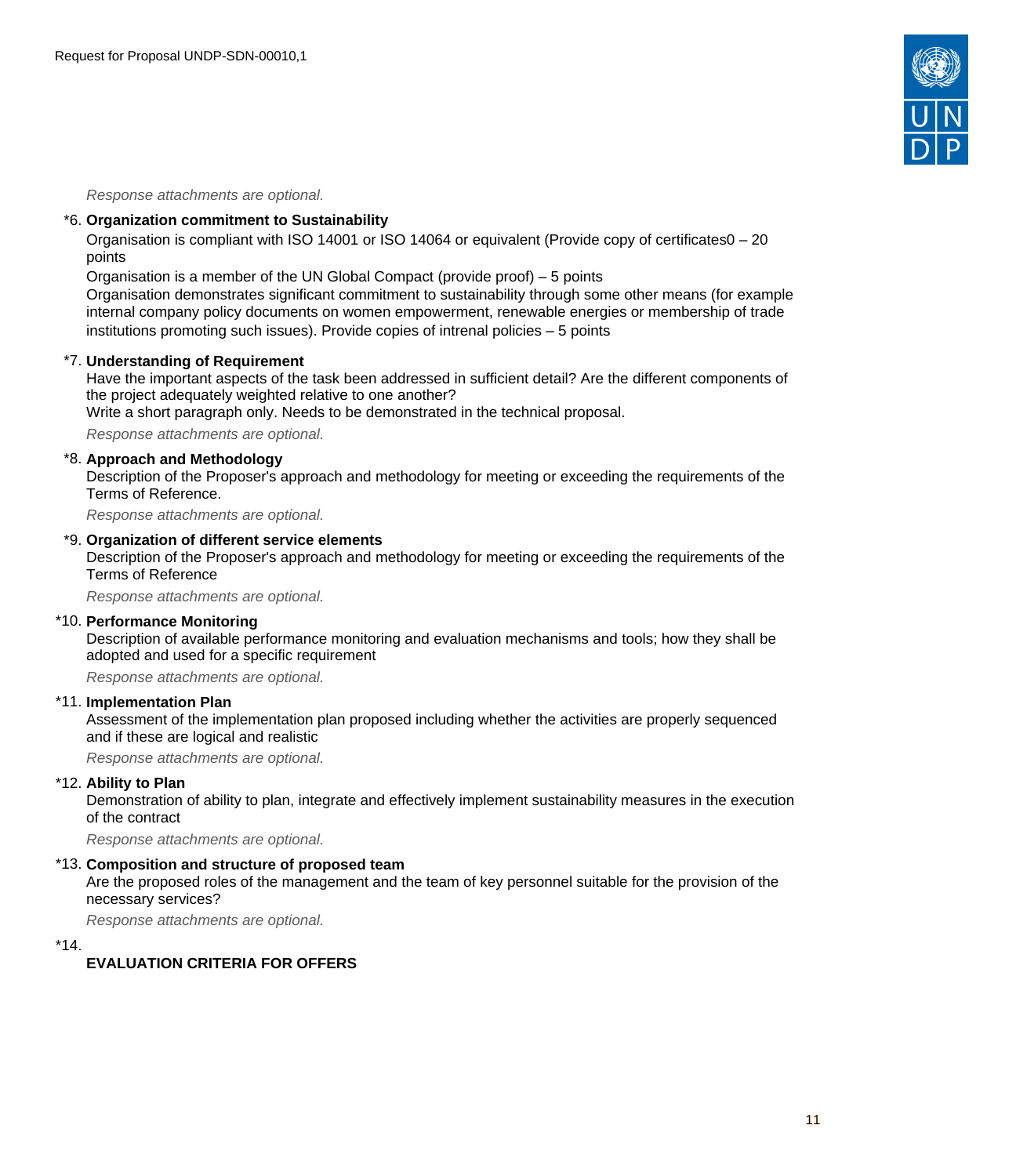*Response attachments are optional.*

*6. **Organization commitment to Sustainability**

Organisation is compliant with ISO 14001 or ISO 14064 or equivalent (Provide copy of certificates0 – 20 points

Organisation is a member of the UN Global Compact (provide proof) – 5 points

Organisation demonstrates significant commitment to sustainability through some other means (for example internal company policy documents on women empowerment, renewable energies or membership of trade institutions promoting such issues). Provide copies of intrenal policies – 5 points

*7. **Understanding of Requirement**

Have the important aspects of the task been addressed in sufficient detail? Are the different components of the project adequately weighted relative to one another?

Write a short paragraph only. Needs to be demonstrated in the technical proposal.

*Response attachments are optional.*

*8. **Approach and Methodology**

Description of the Proposer's approach and methodology for meeting or exceeding the requirements of the Terms of Reference.

*Response attachments are optional.*

*9. **Organization of different service elements**

Description of the Proposer's approach and methodology for meeting or exceeding the requirements of the Terms of Reference

*Response attachments are optional.*

*10. **Performance Monitoring**

Description of available performance monitoring and evaluation mechanisms and tools; how they shall be adopted and used for a specific requirement

*Response attachments are optional.*

*11. **Implementation Plan**

Assessment of the implementation plan proposed including whether the activities are properly sequenced and if these are logical and realistic

*Response attachments are optional.*

*12. **Ability to Plan**

Demonstration of ability to plan, integrate and effectively implement sustainability measures in the execution of the contract

*Response attachments are optional.*

*13. **Composition and structure of proposed team**

Are the proposed roles of the management and the team of key personnel suitable for the provision of the necessary services?

*Response attachments are optional.*

*14.

**EVALUATION CRITERIA FOR OFFERS**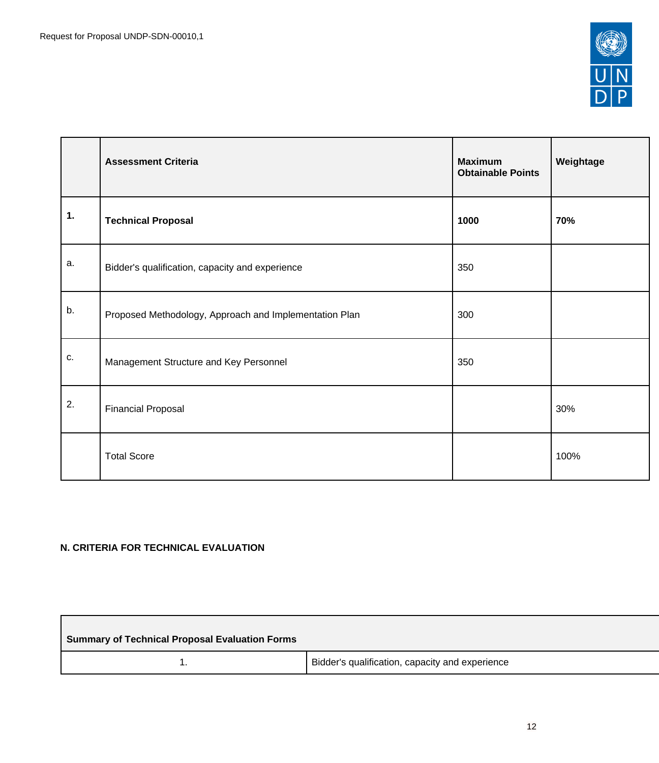| | Assessment Criteria | Maximum Obtainable Points | Weightage |
|---|---|---|---|
| **1.** | **Technical Proposal** | **1000** | **70%** |
| a. | Bidder's qualification, capacity and experience | 350 | |
| b. | Proposed Methodology, Approach and Implementation Plan | 300 | |
| c. | Management Structure and Key Personnel | 350 | |
| 2. | Financial Proposal | | 30% |
| | Total Score | | 100% |

**N. CRITERIA FOR TECHNICAL EVALUATION**

| **Summary of Technical Proposal Evaluation Forms** | |
|---|---|
| 1. | Bidder's qualification, capacity and experience |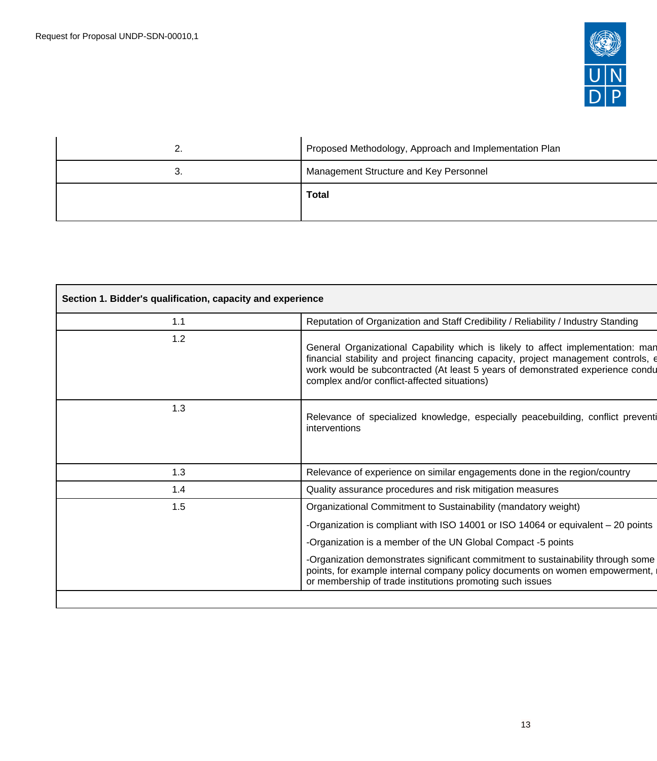| | |
|---|---|
| 2. | Proposed Methodology, Approach and Implementation Plan |
| 3. | Management Structure and Key Personnel |
| | **Total** |

| **Section 1. Bidder's qualification, capacity and experience** | |
|---|---|
| 1.1 | Reputation of Organization and Staff Credibility / Reliability / Industry Standing |
| 1.2 | General Organizational Capability which is likely to affect implementation: man financial stability and project financing capacity, project management controls, e work would be subcontracted (At least 5 years of demonstrated experience condu complex and/or conflict-affected situations) |
| 1.3 | Relevance of specialized knowledge, especially peacebuilding, conflict preventi interventions |
| 1.3 | Relevance of experience on similar engagements done in the region/country |
| 1.4 | Quality assurance procedures and risk mitigation measures |
| 1.5 | Organizational Commitment to Sustainability (mandatory weight)<br>-Organization is compliant with ISO 14001 or ISO 14064 or equivalent – 20 points<br>-Organization is a member of the UN Global Compact -5 points<br>-Organization demonstrates significant commitment to sustainability through some points, for example internal company policy documents on women empowerment, or membership of trade institutions promoting such issues |
| | |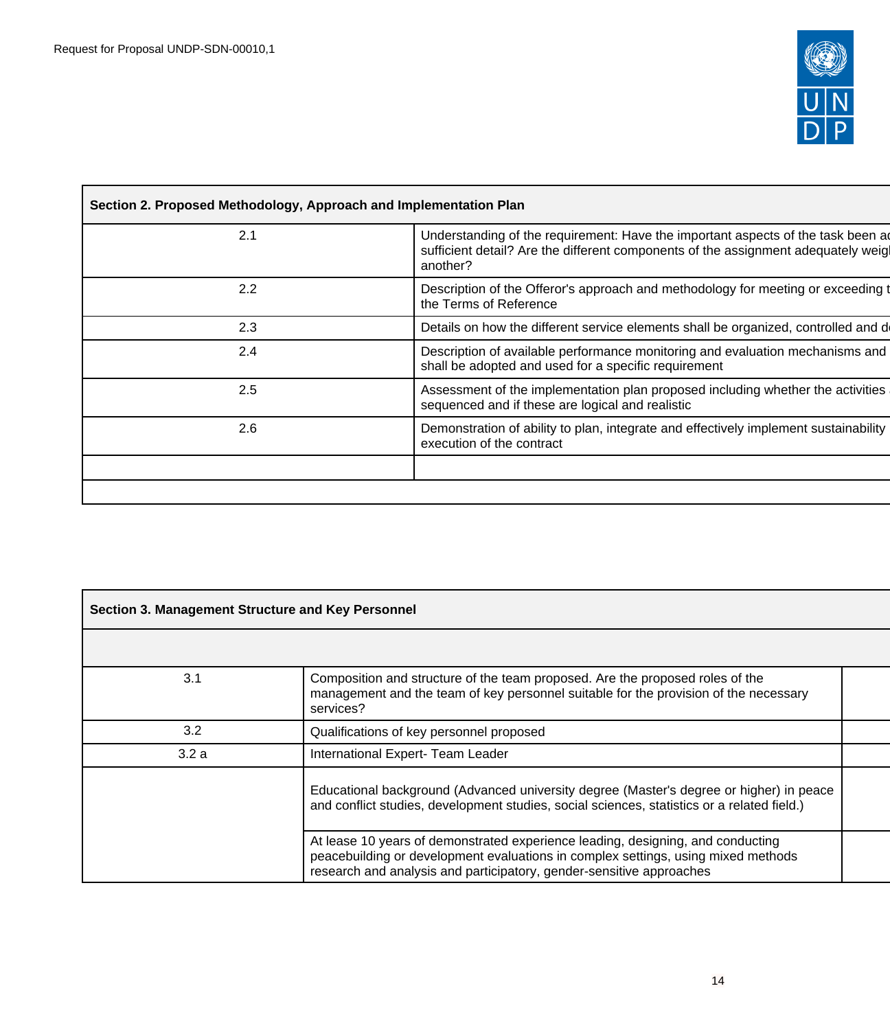| Section 2. Proposed Methodology, Approach and Implementation Plan | |
|---|---|
| 2.1 | Understanding of the requirement: Have the important aspects of the task been ad sufficient detail? Are the different components of the assignment adequately weig another? |
| 2.2 | Description of the Offeror's approach and methodology for meeting or exceeding t the Terms of Reference |
| 2.3 | Details on how the different service elements shall be organized, controlled and d |
| 2.4 | Description of available performance monitoring and evaluation mechanisms and shall be adopted and used for a specific requirement |
| 2.5 | Assessment of the implementation plan proposed including whether the activities sequenced and if these are logical and realistic |
| 2.6 | Demonstration of ability to plan, integrate and effectively implement sustainability execution of the contract |
| | |
| | |

| Section 3. Management Structure and Key Personnel | | |
|---|---|---|
| | | |
| 3.1 | Composition and structure of the team proposed. Are the proposed roles of the management and the team of key personnel suitable for the provision of the necessary services? | |
| 3.2 | Qualifications of key personnel proposed | |
| 3.2 a | International Expert- Team Leader | |
| | Educational background (Advanced university degree (Master's degree or higher) in peace and conflict studies, development studies, social sciences, statistics or a related field.) | |
| | At lease 10 years of demonstrated experience leading, designing, and conducting peacebuilding or development evaluations in complex settings, using mixed methods research and analysis and participatory, gender-sensitive approaches | |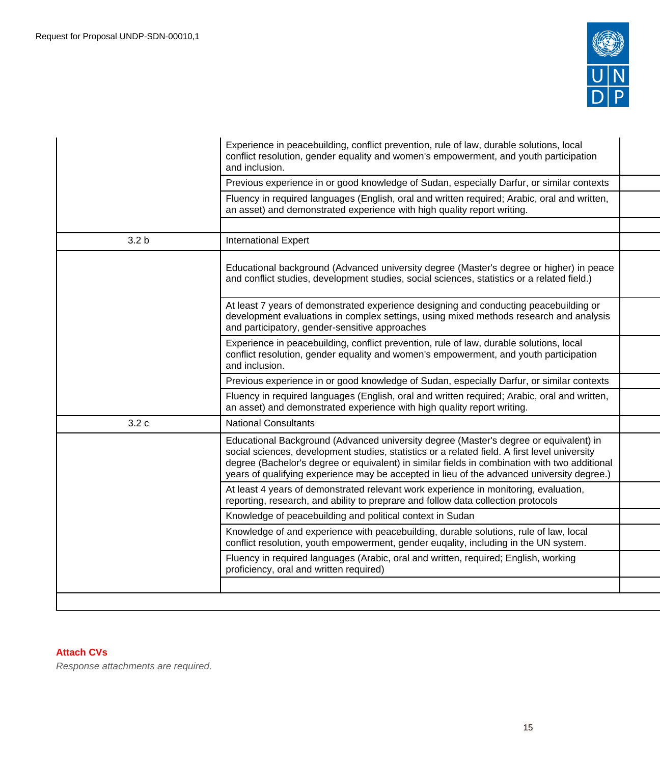| | | |
|---|---|---|
| | Experience in peacebuilding, conflict prevention, rule of law, durable solutions, local conflict resolution, gender equality and women's empowerment, and youth participation and inclusion. | |
| | Previous experience in or good knowledge of Sudan, especially Darfur, or similar contexts | |
| | Fluency in required languages (English, oral and written required; Arabic, oral and written, an asset) and demonstrated experience with high quality report writing. | |
| | | |
| 3.2 b | International Expert | |
| | Educational background (Advanced university degree (Master's degree or higher) in peace and conflict studies, development studies, social sciences, statistics or a related field.) | |
| | At least 7 years of demonstrated experience designing and conducting peacebuilding or development evaluations in complex settings, using mixed methods research and analysis and participatory, gender-sensitive approaches | |
| | Experience in peacebuilding, conflict prevention, rule of law, durable solutions, local conflict resolution, gender equality and women's empowerment, and youth participation and inclusion. | |
| | Previous experience in or good knowledge of Sudan, especially Darfur, or similar contexts | |
| | Fluency in required languages (English, oral and written required; Arabic, oral and written, an asset) and demonstrated experience with high quality report writing. | |
| 3.2 c | National Consultants | |
| | Educational Background (Advanced university degree (Master's degree or equivalent) in social sciences, development studies, statistics or a related field. A first level university degree (Bachelor's degree or equivalent) in similar fields in combination with two additional years of qualifying experience may be accepted in lieu of the advanced university degree.) | |
| | At least 4 years of demonstrated relevant work experience in monitoring, evaluation, reporting, research, and ability to preprare and follow data collection protocols | |
| | Knowledge of peacebuilding and political context in Sudan | |
| | Knowledge of and experience with peacebuilding, durable solutions, rule of law, local conflict resolution, youth empowerment, gender euqality, including in the UN system. | |
| | Fluency in required languages (Arabic, oral and written, required; English, working proficiency, oral and written required) | |
| | | |
| | | |

**Attach CVs**

*Response attachments are required.*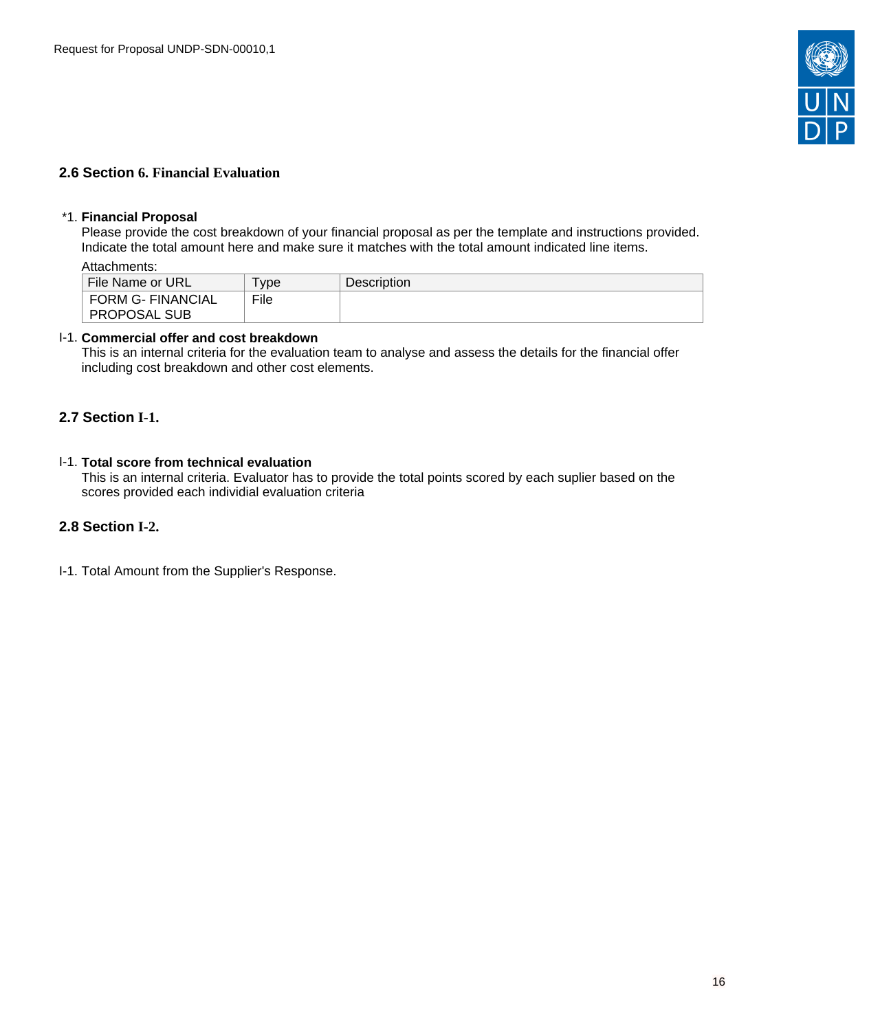## 2.6 Section 6. Financial Evaluation

*1. **Financial Proposal**
Please provide the cost breakdown of your financial proposal as per the template and instructions provided. Indicate the total amount here and make sure it matches with the total amount indicated line items.

Attachments:

| File Name or URL | Type | Description |
|---|---|---|
| FORM G- FINANCIAL PROPOSAL SUB | File | |

I-1. **Commercial offer and cost breakdown**
This is an internal criteria for the evaluation team to analyse and assess the details for the financial offer including cost breakdown and other cost elements.

## 2.7 Section I-1.

I-1. **Total score from technical evaluation**
This is an internal criteria. Evaluator has to provide the total points scored by each suplier based on the scores provided each individial evaluation criteria

## 2.8 Section I-2.

I-1. Total Amount from the Supplier's Response.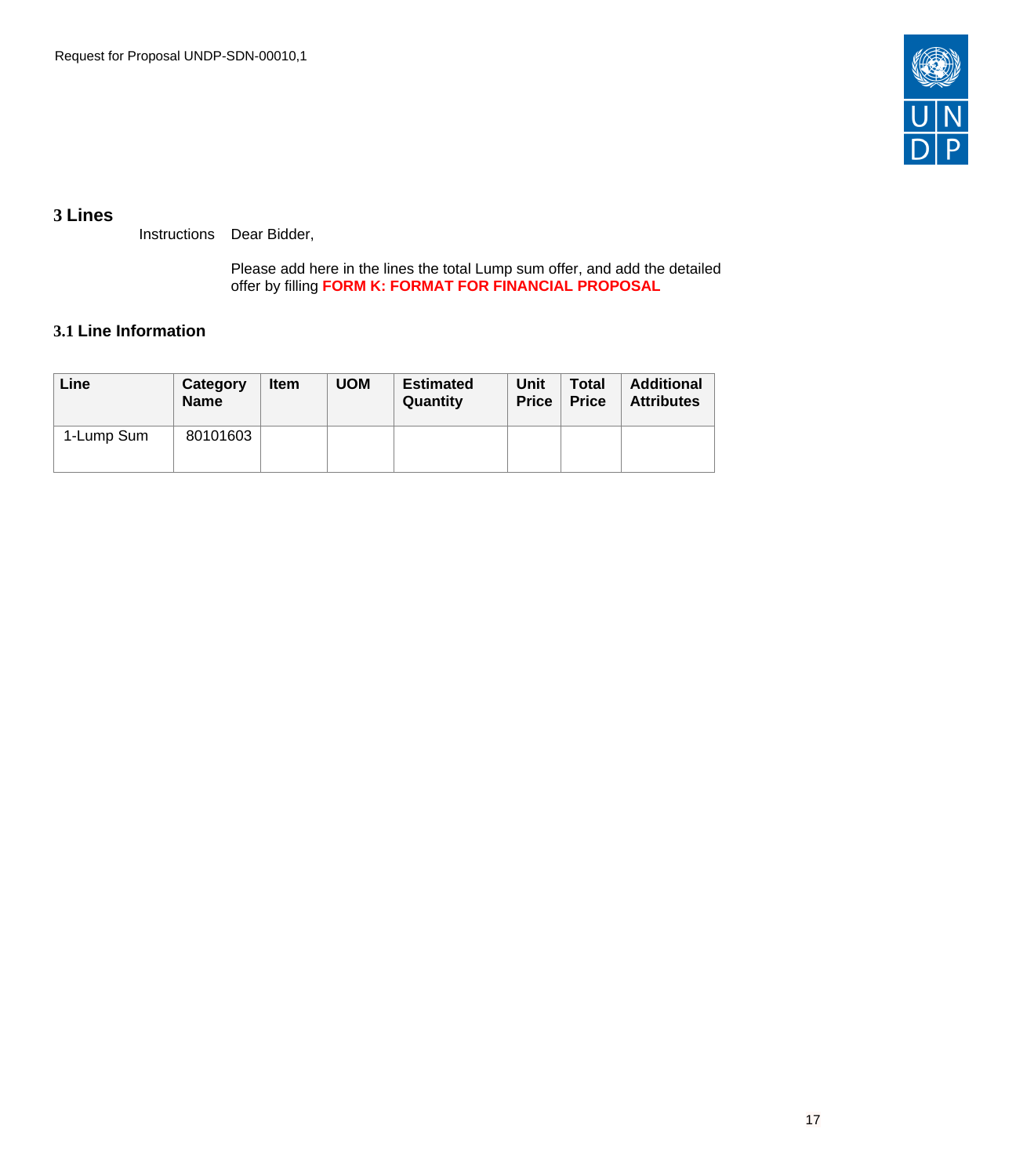## 3 Lines

Instructions Dear Bidder,

Please add here in the lines the total Lump sum offer, and add the detailed offer by filling **FORM K: FORMAT FOR FINANCIAL PROPOSAL**

### 3.1 Line Information

| Line | Category Name | Item | UOM | Estimated Quantity | Unit Price | Total Price | Additional Attributes |
|---|---|---|---|---|---|---|---|
| 1-Lump Sum | 80101603 | | | | | | |